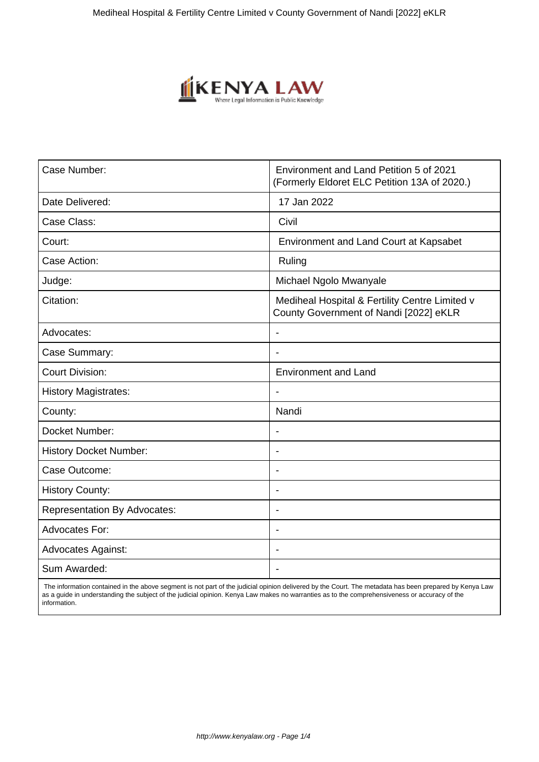| Case Number: | Environment and Land Petition 5 of 2021 (Formerly Eldoret ELC Petition 13A of 2020.) |
|---|---|
| Date Delivered: | 17 Jan 2022 |
| Case Class: | Civil |
| Court: | Environment and Land Court at Kapsabet |
| Case Action: | Ruling |
| Judge: | Michael Ngolo Mwanyale |
| Citation: | Mediheal Hospital & Fertility Centre Limited v County Government of Nandi [2022] eKLR |
| Advocates: | - |
| Case Summary: | - |
| Court Division: | Environment and Land |
| History Magistrates: | - |
| County: | Nandi |
| Docket Number: | - |
| History Docket Number: | - |
| Case Outcome: | - |
| History County: | - |
| Representation By Advocates: | - |
| Advocates For: | - |
| Advocates Against: | - |
| Sum Awarded: | - |

The information contained in the above segment is not part of the judicial opinion delivered by the Court. The metadata has been prepared by Kenya Law as a guide in understanding the subject of the judicial opinion. Kenya Law makes no warranties as to the comprehensiveness or accuracy of the information.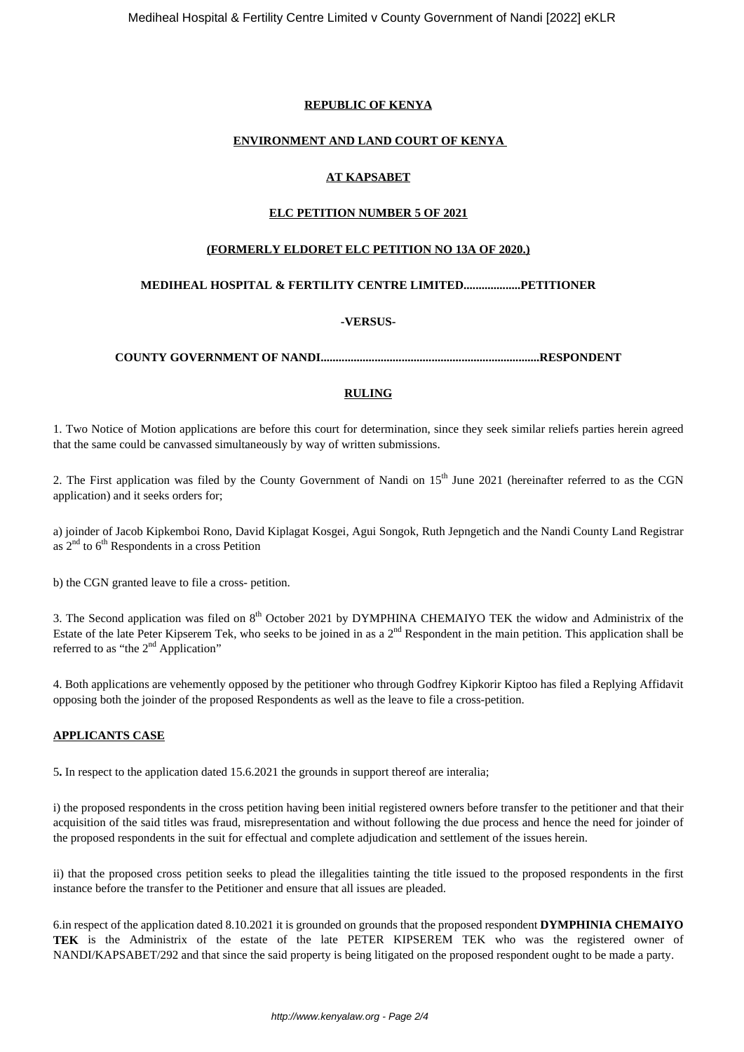**REPUBLIC OF KENYA**

**ENVIRONMENT AND LAND COURT OF KENYA**

**AT KAPSABET**

**ELC PETITION NUMBER 5 OF 2021**

**(FORMERLY ELDORET ELC PETITION NO 13A OF 2020.)**

**MEDIHEAL HOSPITAL & FERTILITY CENTRE LIMITED..................PETITIONER**

**-VERSUS-**

**COUNTY GOVERNMENT OF NANDI.......................................................................RESPONDENT**

**RULING**

1. Two Notice of Motion applications are before this court for determination, since they seek similar reliefs parties herein agreed that the same could be canvassed simultaneously by way of written submissions.

2. The First application was filed by the County Government of Nandi on 15th June 2021 (hereinafter referred to as the CGN application) and it seeks orders for;

a) joinder of Jacob Kipkemboi Rono, David Kiplagat Kosgei, Agui Songok, Ruth Jepngetich and the Nandi County Land Registrar as 2nd to 6th Respondents in a cross Petition

b) the CGN granted leave to file a cross- petition.

3. The Second application was filed on 8th October 2021 by DYMPHINA CHEMAIYO TEK the widow and Administrix of the Estate of the late Peter Kipserem Tek, who seeks to be joined in as a 2nd Respondent in the main petition. This application shall be referred to as "the 2nd Application"

4. Both applications are vehemently opposed by the petitioner who through Godfrey Kipkorir Kiptoo has filed a Replying Affidavit opposing both the joinder of the proposed Respondents as well as the leave to file a cross-petition.

**APPLICANTS CASE**

5**.** In respect to the application dated 15.6.2021 the grounds in support thereof are interalia;

i) the proposed respondents in the cross petition having been initial registered owners before transfer to the petitioner and that their acquisition of the said titles was fraud, misrepresentation and without following the due process and hence the need for joinder of the proposed respondents in the suit for effectual and complete adjudication and settlement of the issues herein.

ii) that the proposed cross petition seeks to plead the illegalities tainting the title issued to the proposed respondents in the first instance before the transfer to the Petitioner and ensure that all issues are pleaded.

6.in respect of the application dated 8.10.2021 it is grounded on grounds that the proposed respondent **DYMPHINIA CHEMAIYO TEK** is the Administrix of the estate of the late PETER KIPSEREM TEK who was the registered owner of NANDI/KAPSABET/292 and that since the said property is being litigated on the proposed respondent ought to be made a party.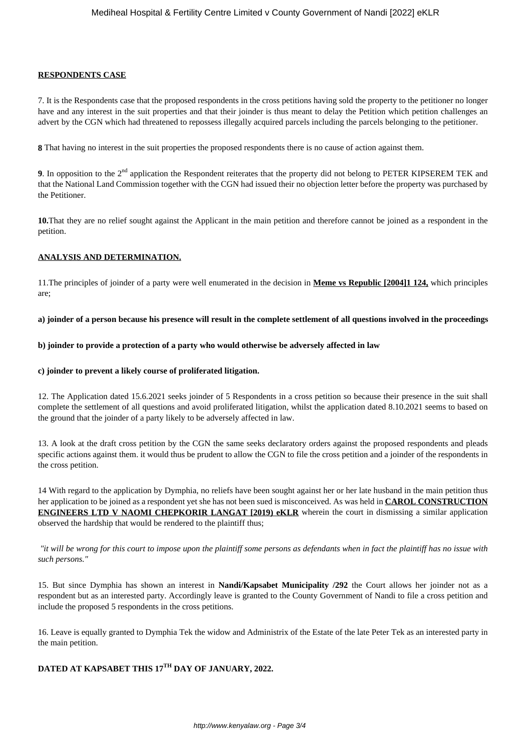**RESPONDENTS CASE**

7. It is the Respondents case that the proposed respondents in the cross petitions having sold the property to the petitioner no longer have and any interest in the suit properties and that their joinder is thus meant to delay the Petition which petition challenges an advert by the CGN which had threatened to repossess illegally acquired parcels including the parcels belonging to the petitioner.

**8** That having no interest in the suit properties the proposed respondents there is no cause of action against them.

**9**. In opposition to the 2nd application the Respondent reiterates that the property did not belong to PETER KIPSEREM TEK and that the National Land Commission together with the CGN had issued their no objection letter before the property was purchased by the Petitioner.

**10.**That they are no relief sought against the Applicant in the main petition and therefore cannot be joined as a respondent in the petition.

**ANALYSIS AND DETERMINATION.**

11.The principles of joinder of a party were well enumerated in the decision in **Meme vs Republic [2004]1 124,** which principles are;

**a) joinder of a person because his presence will result in the complete settlement of all questions involved in the proceedings**

**b) joinder to provide a protection of a party who would otherwise be adversely affected in law**

**c) joinder to prevent a likely course of proliferated litigation.**

12. The Application dated 15.6.2021 seeks joinder of 5 Respondents in a cross petition so because their presence in the suit shall complete the settlement of all questions and avoid proliferated litigation, whilst the application dated 8.10.2021 seems to based on the ground that the joinder of a party likely to be adversely affected in law.

13. A look at the draft cross petition by the CGN the same seeks declaratory orders against the proposed respondents and pleads specific actions against them. it would thus be prudent to allow the CGN to file the cross petition and a joinder of the respondents in the cross petition.

14 With regard to the application by Dymphia, no reliefs have been sought against her or her late husband in the main petition thus her application to be joined as a respondent yet she has not been sued is misconceived. As was held in **CAROL CONSTRUCTION ENGINEERS LTD V NAOMI CHEPKORIR LANGAT [2019) eKLR** wherein the court in dismissing a similar application observed the hardship that would be rendered to the plaintiff thus;

*"it will be wrong for this court to impose upon the plaintiff some persons as defendants when in fact the plaintiff has no issue with such persons."*

15. But since Dymphia has shown an interest in **Nandi/Kapsabet Municipality /292** the Court allows her joinder not as a respondent but as an interested party. Accordingly leave is granted to the County Government of Nandi to file a cross petition and include the proposed 5 respondents in the cross petitions.

16. Leave is equally granted to Dymphia Tek the widow and Administrix of the Estate of the late Peter Tek as an interested party in the main petition.

**DATED AT KAPSABET THIS 17TH DAY OF JANUARY, 2022.**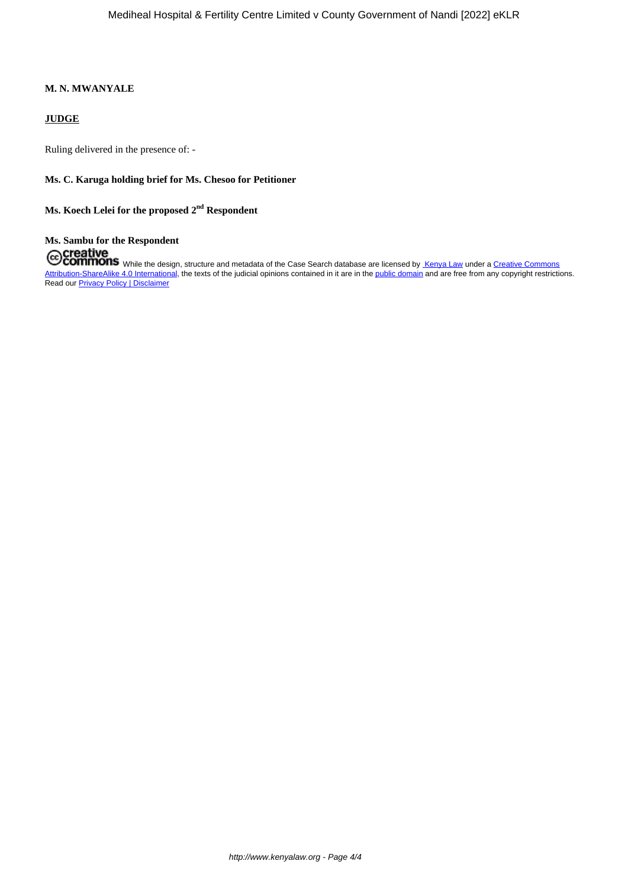**M. N. MWANYALE**

**JUDGE**

Ruling delivered in the presence of: -

**Ms. C. Karuga holding brief for Ms. Chesoo for Petitioner**

**Ms. Koech Lelei for the proposed 2nd Respondent**

**Ms. Sambu for the Respondent**

While the design, structure and metadata of the Case Search database are licensed by Kenya Law under a Creative Commons Attribution-ShareAlike 4.0 International, the texts of the judicial opinions contained in it are in the public domain and are free from any copyright restrictions. Read our Privacy Policy | Disclaimer